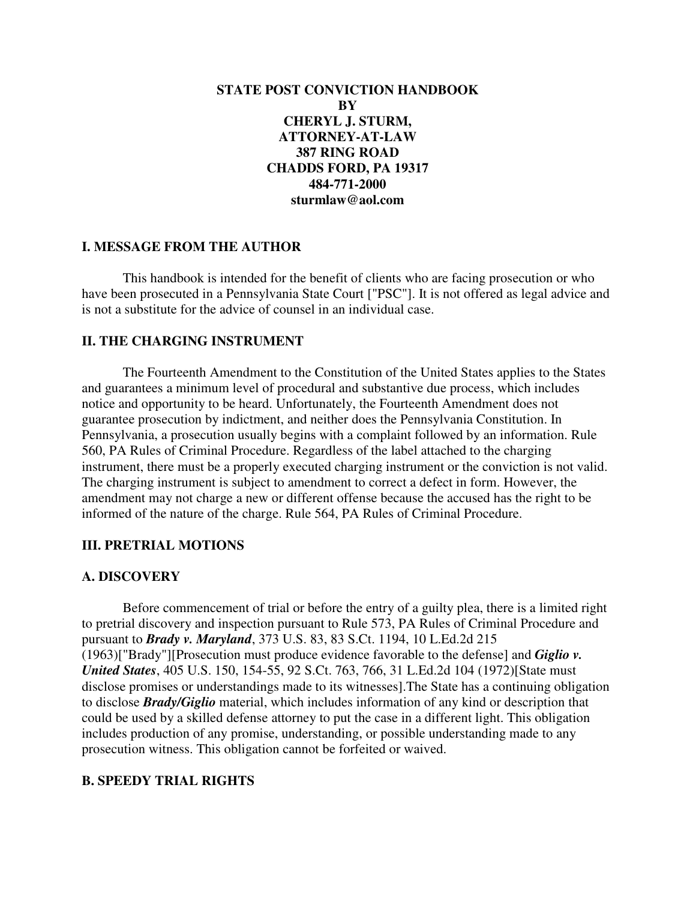# STATE POST CONVICTION HANDBOOK
**BY**
**CHERYL J. STURM,**
**ATTORNEY-AT-LAW**
**387 RING ROAD**
**CHADDS FORD, PA 19317**
**484-771-2000**
**sturmlaw@aol.com**

## I. MESSAGE FROM THE AUTHOR

This handbook is intended for the benefit of clients who are facing prosecution or who have been prosecuted in a Pennsylvania State Court ["PSC"]. It is not offered as legal advice and is not a substitute for the advice of counsel in an individual case.

## II. THE CHARGING INSTRUMENT

The Fourteenth Amendment to the Constitution of the United States applies to the States and guarantees a minimum level of procedural and substantive due process, which includes notice and opportunity to be heard. Unfortunately, the Fourteenth Amendment does not guarantee prosecution by indictment, and neither does the Pennsylvania Constitution. In Pennsylvania, a prosecution usually begins with a complaint followed by an information. Rule 560, PA Rules of Criminal Procedure. Regardless of the label attached to the charging instrument, there must be a properly executed charging instrument or the conviction is not valid. The charging instrument is subject to amendment to correct a defect in form. However, the amendment may not charge a new or different offense because the accused has the right to be informed of the nature of the charge. Rule 564, PA Rules of Criminal Procedure.

## III. PRETRIAL MOTIONS

### A. DISCOVERY

Before commencement of trial or before the entry of a guilty plea, there is a limited right to pretrial discovery and inspection pursuant to Rule 573, PA Rules of Criminal Procedure and pursuant to ***Brady v. Maryland***, 373 U.S. 83, 83 S.Ct. 1194, 10 L.Ed.2d 215 (1963)["Brady"][Prosecution must produce evidence favorable to the defense] and ***Giglio v. United States***, 405 U.S. 150, 154-55, 92 S.Ct. 763, 766, 31 L.Ed.2d 104 (1972)[State must disclose promises or understandings made to its witnesses].The State has a continuing obligation to disclose ***Brady/Giglio*** material, which includes information of any kind or description that could be used by a skilled defense attorney to put the case in a different light. This obligation includes production of any promise, understanding, or possible understanding made to any prosecution witness. This obligation cannot be forfeited or waived.

### B. SPEEDY TRIAL RIGHTS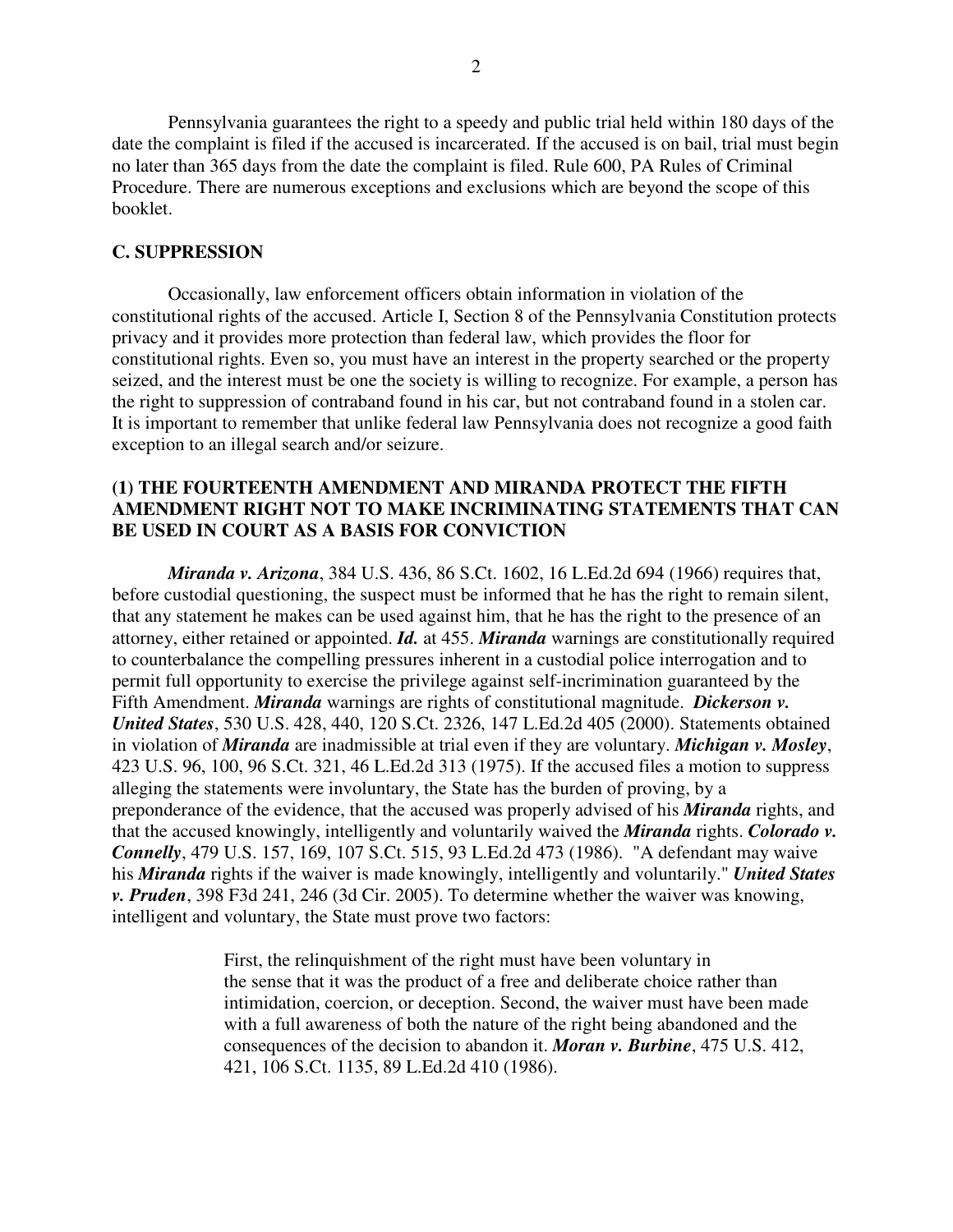Pennsylvania guarantees the right to a speedy and public trial held within 180 days of the date the complaint is filed if the accused is incarcerated. If the accused is on bail, trial must begin no later than 365 days from the date the complaint is filed. Rule 600, PA Rules of Criminal Procedure. There are numerous exceptions and exclusions which are beyond the scope of this booklet.

### C. SUPPRESSION

Occasionally, law enforcement officers obtain information in violation of the constitutional rights of the accused. Article I, Section 8 of the Pennsylvania Constitution protects privacy and it provides more protection than federal law, which provides the floor for constitutional rights. Even so, you must have an interest in the property searched or the property seized, and the interest must be one the society is willing to recognize. For example, a person has the right to suppression of contraband found in his car, but not contraband found in a stolen car. It is important to remember that unlike federal law Pennsylvania does not recognize a good faith exception to an illegal search and/or seizure.

#### (1) THE FOURTEENTH AMENDMENT AND MIRANDA PROTECT THE FIFTH AMENDMENT RIGHT NOT TO MAKE INCRIMINATING STATEMENTS THAT CAN BE USED IN COURT AS A BASIS FOR CONVICTION

***Miranda v. Arizona***, 384 U.S. 436, 86 S.Ct. 1602, 16 L.Ed.2d 694 (1966) requires that, before custodial questioning, the suspect must be informed that he has the right to remain silent, that any statement he makes can be used against him, that he has the right to the presence of an attorney, either retained or appointed. ***Id.*** at 455. ***Miranda*** warnings are constitutionally required to counterbalance the compelling pressures inherent in a custodial police interrogation and to permit full opportunity to exercise the privilege against self-incrimination guaranteed by the Fifth Amendment. ***Miranda*** warnings are rights of constitutional magnitude. ***Dickerson v. United States***, 530 U.S. 428, 440, 120 S.Ct. 2326, 147 L.Ed.2d 405 (2000). Statements obtained in violation of ***Miranda*** are inadmissible at trial even if they are voluntary. ***Michigan v. Mosley***, 423 U.S. 96, 100, 96 S.Ct. 321, 46 L.Ed.2d 313 (1975). If the accused files a motion to suppress alleging the statements were involuntary, the State has the burden of proving, by a preponderance of the evidence, that the accused was properly advised of his ***Miranda*** rights, and that the accused knowingly, intelligently and voluntarily waived the ***Miranda*** rights. ***Colorado v. Connelly***, 479 U.S. 157, 169, 107 S.Ct. 515, 93 L.Ed.2d 473 (1986). "A defendant may waive his ***Miranda*** rights if the waiver is made knowingly, intelligently and voluntarily." ***United States v. Pruden***, 398 F3d 241, 246 (3d Cir. 2005). To determine whether the waiver was knowing, intelligent and voluntary, the State must prove two factors:

> First, the relinquishment of the right must have been voluntary in the sense that it was the product of a free and deliberate choice rather than intimidation, coercion, or deception. Second, the waiver must have been made with a full awareness of both the nature of the right being abandoned and the consequences of the decision to abandon it. ***Moran v. Burbine***, 475 U.S. 412, 421, 106 S.Ct. 1135, 89 L.Ed.2d 410 (1986).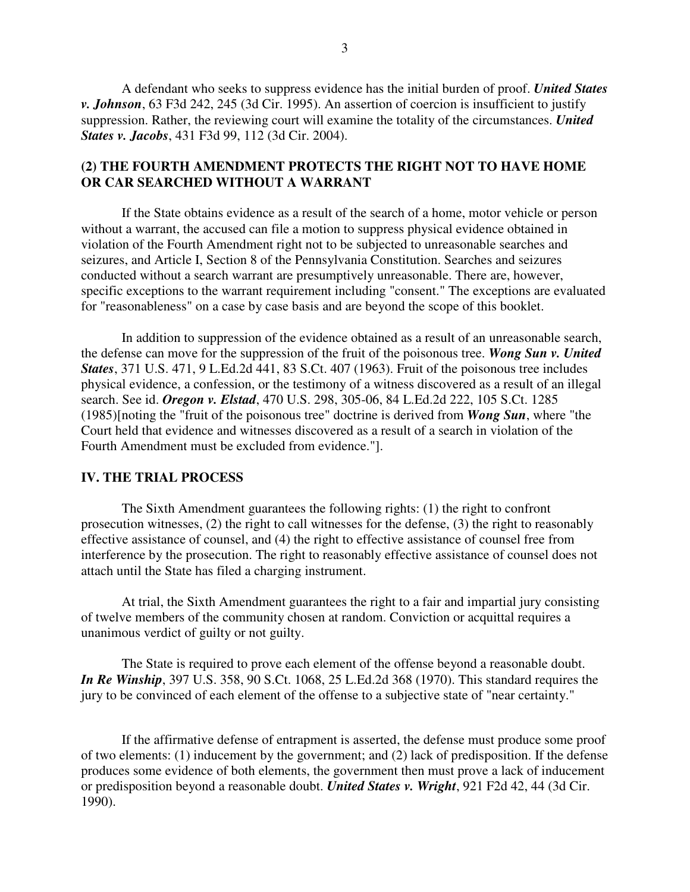A defendant who seeks to suppress evidence has the initial burden of proof. ***United States v. Johnson***, 63 F3d 242, 245 (3d Cir. 1995). An assertion of coercion is insufficient to justify suppression. Rather, the reviewing court will examine the totality of the circumstances. ***United States v. Jacobs***, 431 F3d 99, 112 (3d Cir. 2004).

### (2) THE FOURTH AMENDMENT PROTECTS THE RIGHT NOT TO HAVE HOME OR CAR SEARCHED WITHOUT A WARRANT

If the State obtains evidence as a result of the search of a home, motor vehicle or person without a warrant, the accused can file a motion to suppress physical evidence obtained in violation of the Fourth Amendment right not to be subjected to unreasonable searches and seizures, and Article I, Section 8 of the Pennsylvania Constitution. Searches and seizures conducted without a search warrant are presumptively unreasonable. There are, however, specific exceptions to the warrant requirement including "consent." The exceptions are evaluated for "reasonableness" on a case by case basis and are beyond the scope of this booklet.

In addition to suppression of the evidence obtained as a result of an unreasonable search, the defense can move for the suppression of the fruit of the poisonous tree. ***Wong Sun v. United States***, 371 U.S. 471, 9 L.Ed.2d 441, 83 S.Ct. 407 (1963). Fruit of the poisonous tree includes physical evidence, a confession, or the testimony of a witness discovered as a result of an illegal search. See id. ***Oregon v. Elstad***, 470 U.S. 298, 305-06, 84 L.Ed.2d 222, 105 S.Ct. 1285 (1985)[noting the "fruit of the poisonous tree" doctrine is derived from ***Wong Sun***, where "the Court held that evidence and witnesses discovered as a result of a search in violation of the Fourth Amendment must be excluded from evidence."].

## IV. THE TRIAL PROCESS

The Sixth Amendment guarantees the following rights: (1) the right to confront prosecution witnesses, (2) the right to call witnesses for the defense, (3) the right to reasonably effective assistance of counsel, and (4) the right to effective assistance of counsel free from interference by the prosecution. The right to reasonably effective assistance of counsel does not attach until the State has filed a charging instrument.

At trial, the Sixth Amendment guarantees the right to a fair and impartial jury consisting of twelve members of the community chosen at random. Conviction or acquittal requires a unanimous verdict of guilty or not guilty.

The State is required to prove each element of the offense beyond a reasonable doubt. ***In Re Winship***, 397 U.S. 358, 90 S.Ct. 1068, 25 L.Ed.2d 368 (1970). This standard requires the jury to be convinced of each element of the offense to a subjective state of "near certainty."

If the affirmative defense of entrapment is asserted, the defense must produce some proof of two elements: (1) inducement by the government; and (2) lack of predisposition. If the defense produces some evidence of both elements, the government then must prove a lack of inducement or predisposition beyond a reasonable doubt. ***United States v. Wright***, 921 F2d 42, 44 (3d Cir. 1990).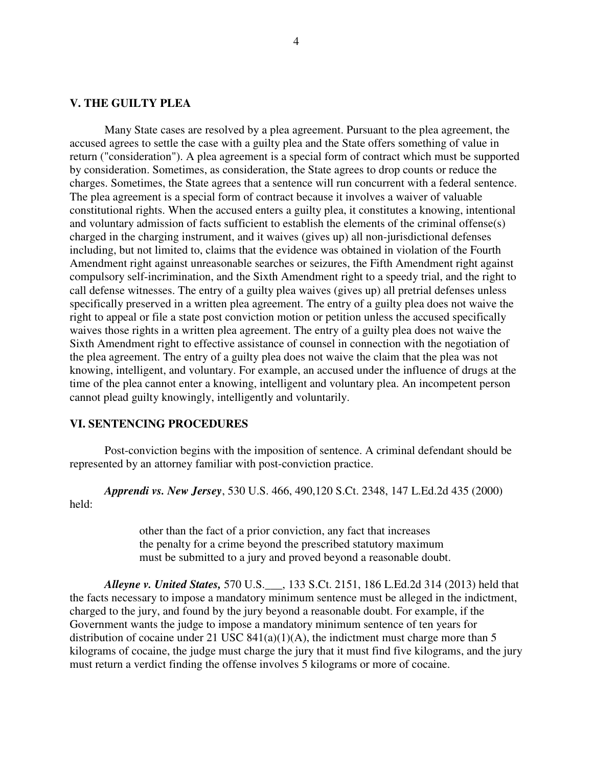## V. THE GUILTY PLEA

Many State cases are resolved by a plea agreement. Pursuant to the plea agreement, the accused agrees to settle the case with a guilty plea and the State offers something of value in return ("consideration"). A plea agreement is a special form of contract which must be supported by consideration. Sometimes, as consideration, the State agrees to drop counts or reduce the charges. Sometimes, the State agrees that a sentence will run concurrent with a federal sentence. The plea agreement is a special form of contract because it involves a waiver of valuable constitutional rights. When the accused enters a guilty plea, it constitutes a knowing, intentional and voluntary admission of facts sufficient to establish the elements of the criminal offense(s) charged in the charging instrument, and it waives (gives up) all non-jurisdictional defenses including, but not limited to, claims that the evidence was obtained in violation of the Fourth Amendment right against unreasonable searches or seizures, the Fifth Amendment right against compulsory self-incrimination, and the Sixth Amendment right to a speedy trial, and the right to call defense witnesses. The entry of a guilty plea waives (gives up) all pretrial defenses unless specifically preserved in a written plea agreement. The entry of a guilty plea does not waive the right to appeal or file a state post conviction motion or petition unless the accused specifically waives those rights in a written plea agreement. The entry of a guilty plea does not waive the Sixth Amendment right to effective assistance of counsel in connection with the negotiation of the plea agreement. The entry of a guilty plea does not waive the claim that the plea was not knowing, intelligent, and voluntary. For example, an accused under the influence of drugs at the time of the plea cannot enter a knowing, intelligent and voluntary plea. An incompetent person cannot plead guilty knowingly, intelligently and voluntarily.

## VI. SENTENCING PROCEDURES

Post-conviction begins with the imposition of sentence. A criminal defendant should be represented by an attorney familiar with post-conviction practice.

***Apprendi vs. New Jersey***, 530 U.S. 466, 490,120 S.Ct. 2348, 147 L.Ed.2d 435 (2000) held:

> other than the fact of a prior conviction, any fact that increases the penalty for a crime beyond the prescribed statutory maximum must be submitted to a jury and proved beyond a reasonable doubt.

***Alleyne v. United States,*** 570 U.S.___, 133 S.Ct. 2151, 186 L.Ed.2d 314 (2013) held that the facts necessary to impose a mandatory minimum sentence must be alleged in the indictment, charged to the jury, and found by the jury beyond a reasonable doubt. For example, if the Government wants the judge to impose a mandatory minimum sentence of ten years for distribution of cocaine under 21 USC 841(a)(1)(A), the indictment must charge more than 5 kilograms of cocaine, the judge must charge the jury that it must find five kilograms, and the jury must return a verdict finding the offense involves 5 kilograms or more of cocaine.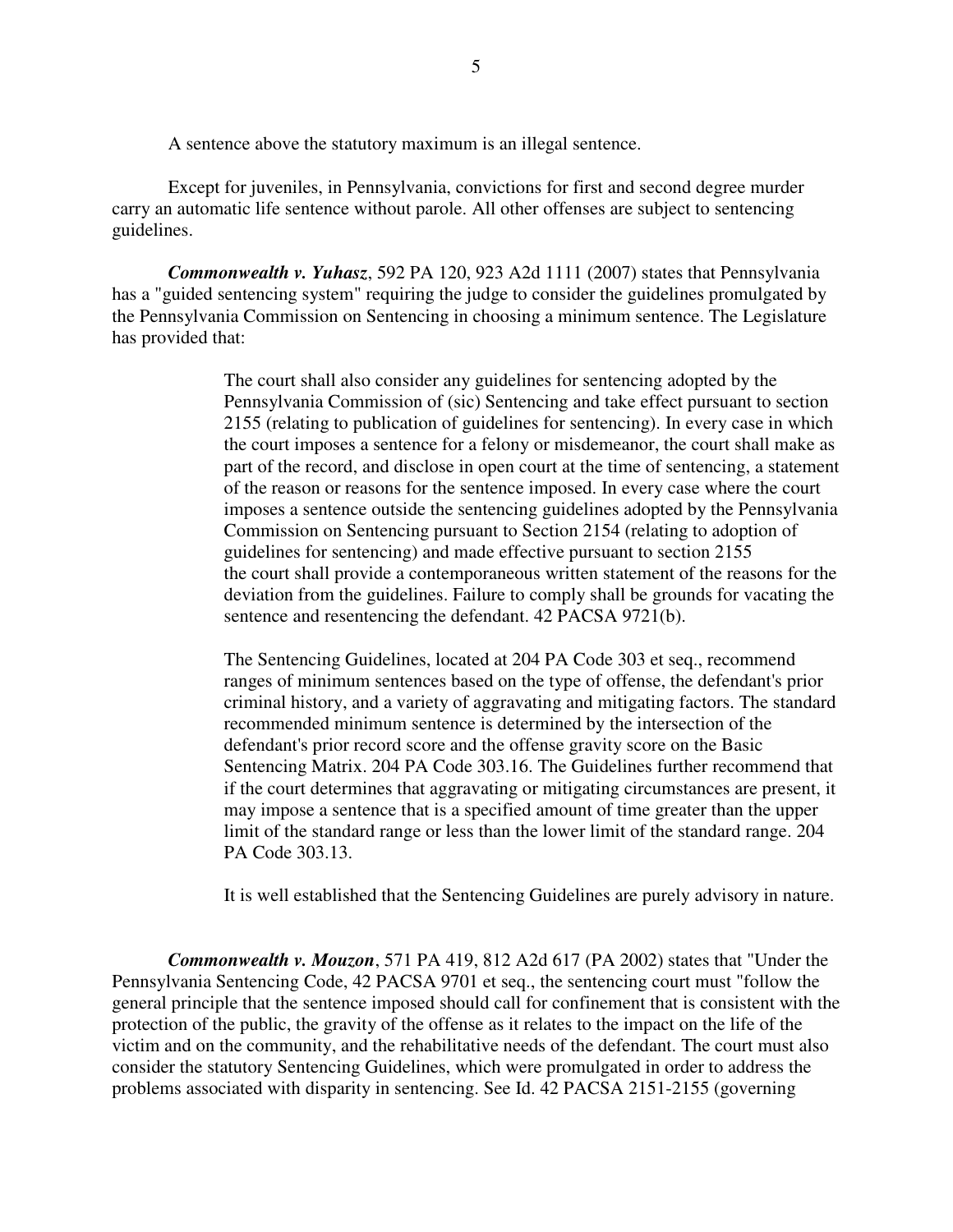A sentence above the statutory maximum is an illegal sentence.

Except for juveniles, in Pennsylvania, convictions for first and second degree murder carry an automatic life sentence without parole. All other offenses are subject to sentencing guidelines.

***Commonwealth v. Yuhasz***, 592 PA 120, 923 A2d 1111 (2007) states that Pennsylvania has a "guided sentencing system" requiring the judge to consider the guidelines promulgated by the Pennsylvania Commission on Sentencing in choosing a minimum sentence. The Legislature has provided that:

> The court shall also consider any guidelines for sentencing adopted by the Pennsylvania Commission of (sic) Sentencing and take effect pursuant to section 2155 (relating to publication of guidelines for sentencing). In every case in which the court imposes a sentence for a felony or misdemeanor, the court shall make as part of the record, and disclose in open court at the time of sentencing, a statement of the reason or reasons for the sentence imposed. In every case where the court imposes a sentence outside the sentencing guidelines adopted by the Pennsylvania Commission on Sentencing pursuant to Section 2154 (relating to adoption of guidelines for sentencing) and made effective pursuant to section 2155 the court shall provide a contemporaneous written statement of the reasons for the deviation from the guidelines. Failure to comply shall be grounds for vacating the sentence and resentencing the defendant. 42 PACSA 9721(b).
>
> The Sentencing Guidelines, located at 204 PA Code 303 et seq., recommend ranges of minimum sentences based on the type of offense, the defendant's prior criminal history, and a variety of aggravating and mitigating factors. The standard recommended minimum sentence is determined by the intersection of the defendant's prior record score and the offense gravity score on the Basic Sentencing Matrix. 204 PA Code 303.16. The Guidelines further recommend that if the court determines that aggravating or mitigating circumstances are present, it may impose a sentence that is a specified amount of time greater than the upper limit of the standard range or less than the lower limit of the standard range. 204 PA Code 303.13.
>
> It is well established that the Sentencing Guidelines are purely advisory in nature.

***Commonwealth v. Mouzon***, 571 PA 419, 812 A2d 617 (PA 2002) states that "Under the Pennsylvania Sentencing Code, 42 PACSA 9701 et seq., the sentencing court must "follow the general principle that the sentence imposed should call for confinement that is consistent with the protection of the public, the gravity of the offense as it relates to the impact on the life of the victim and on the community, and the rehabilitative needs of the defendant. The court must also consider the statutory Sentencing Guidelines, which were promulgated in order to address the problems associated with disparity in sentencing. See Id. 42 PACSA 2151-2155 (governing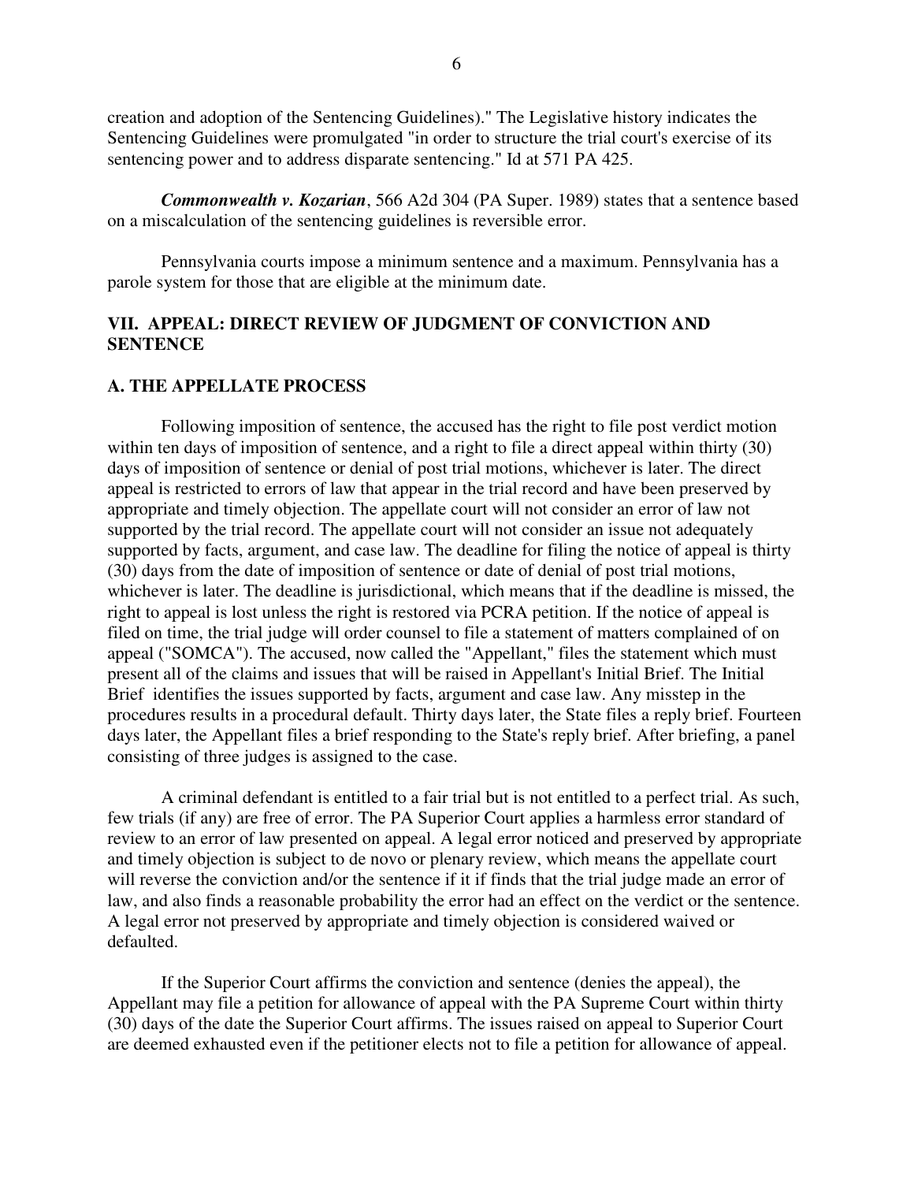creation and adoption of the Sentencing Guidelines)." The Legislative history indicates the Sentencing Guidelines were promulgated "in order to structure the trial court's exercise of its sentencing power and to address disparate sentencing." Id at 571 PA 425.

***Commonwealth v. Kozarian***, 566 A2d 304 (PA Super. 1989) states that a sentence based on a miscalculation of the sentencing guidelines is reversible error.

Pennsylvania courts impose a minimum sentence and a maximum. Pennsylvania has a parole system for those that are eligible at the minimum date.

## VII. APPEAL: DIRECT REVIEW OF JUDGMENT OF CONVICTION AND SENTENCE

### A. THE APPELLATE PROCESS

Following imposition of sentence, the accused has the right to file post verdict motion within ten days of imposition of sentence, and a right to file a direct appeal within thirty (30) days of imposition of sentence or denial of post trial motions, whichever is later. The direct appeal is restricted to errors of law that appear in the trial record and have been preserved by appropriate and timely objection. The appellate court will not consider an error of law not supported by the trial record. The appellate court will not consider an issue not adequately supported by facts, argument, and case law. The deadline for filing the notice of appeal is thirty (30) days from the date of imposition of sentence or date of denial of post trial motions, whichever is later. The deadline is jurisdictional, which means that if the deadline is missed, the right to appeal is lost unless the right is restored via PCRA petition. If the notice of appeal is filed on time, the trial judge will order counsel to file a statement of matters complained of on appeal ("SOMCA"). The accused, now called the "Appellant," files the statement which must present all of the claims and issues that will be raised in Appellant's Initial Brief. The Initial Brief identifies the issues supported by facts, argument and case law. Any misstep in the procedures results in a procedural default. Thirty days later, the State files a reply brief. Fourteen days later, the Appellant files a brief responding to the State's reply brief. After briefing, a panel consisting of three judges is assigned to the case.

A criminal defendant is entitled to a fair trial but is not entitled to a perfect trial. As such, few trials (if any) are free of error. The PA Superior Court applies a harmless error standard of review to an error of law presented on appeal. A legal error noticed and preserved by appropriate and timely objection is subject to de novo or plenary review, which means the appellate court will reverse the conviction and/or the sentence if it if finds that the trial judge made an error of law, and also finds a reasonable probability the error had an effect on the verdict or the sentence. A legal error not preserved by appropriate and timely objection is considered waived or defaulted.

If the Superior Court affirms the conviction and sentence (denies the appeal), the Appellant may file a petition for allowance of appeal with the PA Supreme Court within thirty (30) days of the date the Superior Court affirms. The issues raised on appeal to Superior Court are deemed exhausted even if the petitioner elects not to file a petition for allowance of appeal.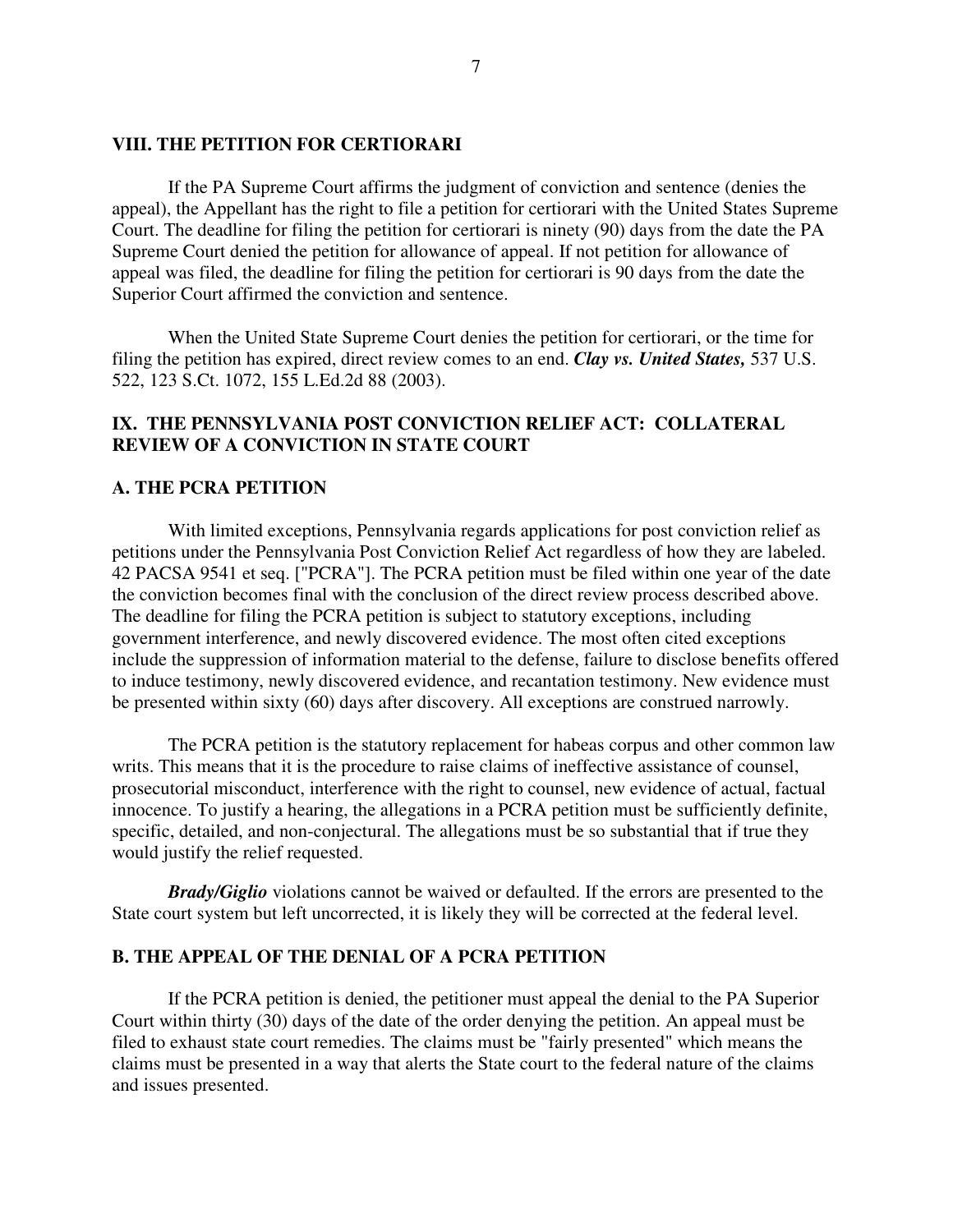## VIII. THE PETITION FOR CERTIORARI

If the PA Supreme Court affirms the judgment of conviction and sentence (denies the appeal), the Appellant has the right to file a petition for certiorari with the United States Supreme Court. The deadline for filing the petition for certiorari is ninety (90) days from the date the PA Supreme Court denied the petition for allowance of appeal. If not petition for allowance of appeal was filed, the deadline for filing the petition for certiorari is 90 days from the date the Superior Court affirmed the conviction and sentence.

When the United State Supreme Court denies the petition for certiorari, or the time for filing the petition has expired, direct review comes to an end. ***Clay vs. United States,*** 537 U.S. 522, 123 S.Ct. 1072, 155 L.Ed.2d 88 (2003).

## IX. THE PENNSYLVANIA POST CONVICTION RELIEF ACT: COLLATERAL REVIEW OF A CONVICTION IN STATE COURT

### A. THE PCRA PETITION

With limited exceptions, Pennsylvania regards applications for post conviction relief as petitions under the Pennsylvania Post Conviction Relief Act regardless of how they are labeled. 42 PACSA 9541 et seq. ["PCRA"]. The PCRA petition must be filed within one year of the date the conviction becomes final with the conclusion of the direct review process described above. The deadline for filing the PCRA petition is subject to statutory exceptions, including government interference, and newly discovered evidence. The most often cited exceptions include the suppression of information material to the defense, failure to disclose benefits offered to induce testimony, newly discovered evidence, and recantation testimony. New evidence must be presented within sixty (60) days after discovery. All exceptions are construed narrowly.

The PCRA petition is the statutory replacement for habeas corpus and other common law writs. This means that it is the procedure to raise claims of ineffective assistance of counsel, prosecutorial misconduct, interference with the right to counsel, new evidence of actual, factual innocence. To justify a hearing, the allegations in a PCRA petition must be sufficiently definite, specific, detailed, and non-conjectural. The allegations must be so substantial that if true they would justify the relief requested.

***Brady/Giglio*** violations cannot be waived or defaulted. If the errors are presented to the State court system but left uncorrected, it is likely they will be corrected at the federal level.

### B. THE APPEAL OF THE DENIAL OF A PCRA PETITION

If the PCRA petition is denied, the petitioner must appeal the denial to the PA Superior Court within thirty (30) days of the date of the order denying the petition. An appeal must be filed to exhaust state court remedies. The claims must be "fairly presented" which means the claims must be presented in a way that alerts the State court to the federal nature of the claims and issues presented.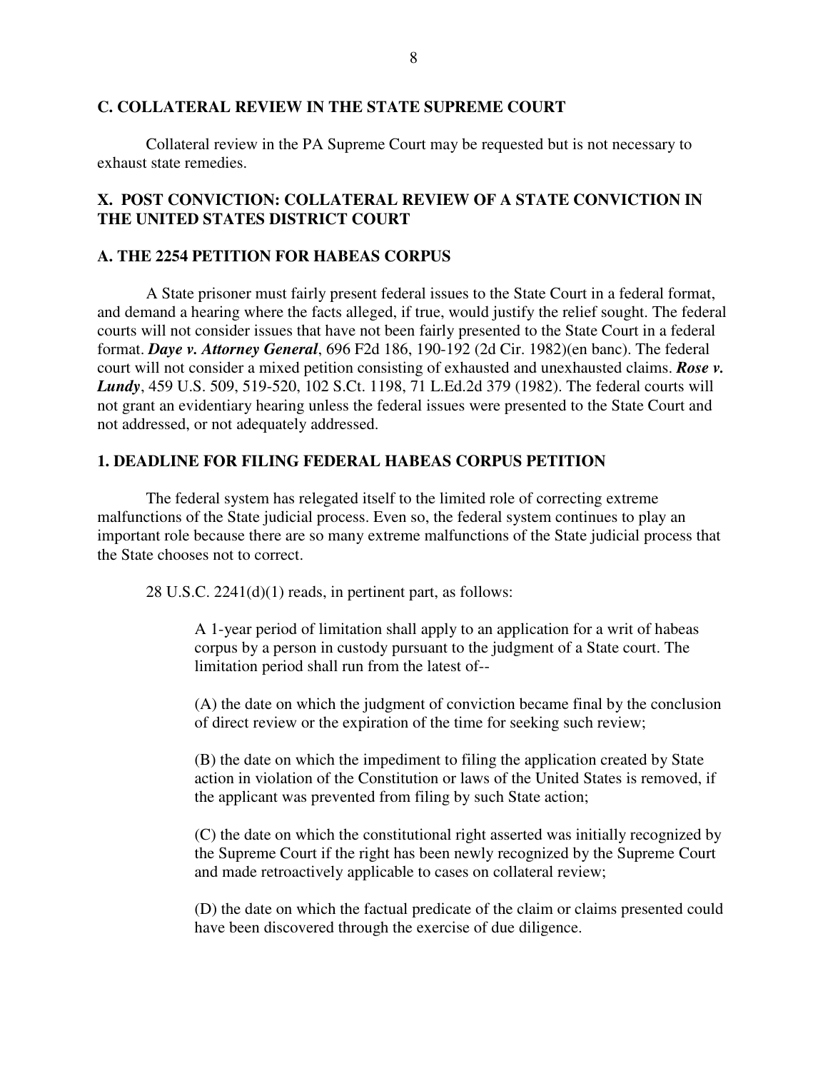### C. COLLATERAL REVIEW IN THE STATE SUPREME COURT

Collateral review in the PA Supreme Court may be requested but is not necessary to exhaust state remedies.

## X. POST CONVICTION: COLLATERAL REVIEW OF A STATE CONVICTION IN THE UNITED STATES DISTRICT COURT

### A. THE 2254 PETITION FOR HABEAS CORPUS

A State prisoner must fairly present federal issues to the State Court in a federal format, and demand a hearing where the facts alleged, if true, would justify the relief sought. The federal courts will not consider issues that have not been fairly presented to the State Court in a federal format. ***Daye v. Attorney General***, 696 F2d 186, 190-192 (2d Cir. 1982)(en banc). The federal court will not consider a mixed petition consisting of exhausted and unexhausted claims. ***Rose v. Lundy***, 459 U.S. 509, 519-520, 102 S.Ct. 1198, 71 L.Ed.2d 379 (1982). The federal courts will not grant an evidentiary hearing unless the federal issues were presented to the State Court and not addressed, or not adequately addressed.

#### 1. DEADLINE FOR FILING FEDERAL HABEAS CORPUS PETITION

The federal system has relegated itself to the limited role of correcting extreme malfunctions of the State judicial process. Even so, the federal system continues to play an important role because there are so many extreme malfunctions of the State judicial process that the State chooses not to correct.

28 U.S.C. 2241(d)(1) reads, in pertinent part, as follows:

> A 1-year period of limitation shall apply to an application for a writ of habeas corpus by a person in custody pursuant to the judgment of a State court. The limitation period shall run from the latest of--
>
> (A) the date on which the judgment of conviction became final by the conclusion of direct review or the expiration of the time for seeking such review;
>
> (B) the date on which the impediment to filing the application created by State action in violation of the Constitution or laws of the United States is removed, if the applicant was prevented from filing by such State action;
>
> (C) the date on which the constitutional right asserted was initially recognized by the Supreme Court if the right has been newly recognized by the Supreme Court and made retroactively applicable to cases on collateral review;
>
> (D) the date on which the factual predicate of the claim or claims presented could have been discovered through the exercise of due diligence.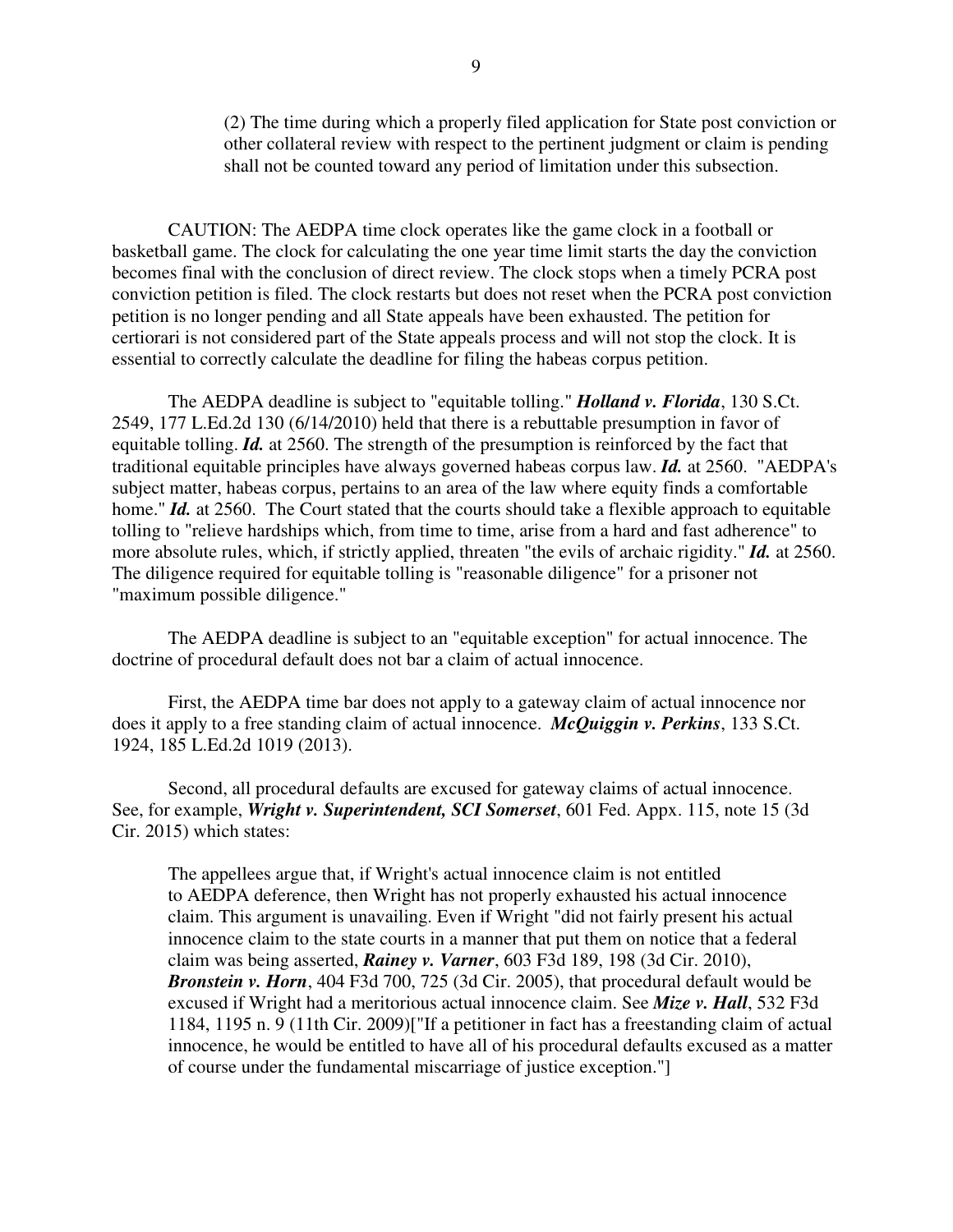> (2) The time during which a properly filed application for State post conviction or other collateral review with respect to the pertinent judgment or claim is pending shall not be counted toward any period of limitation under this subsection.

CAUTION: The AEDPA time clock operates like the game clock in a football or basketball game. The clock for calculating the one year time limit starts the day the conviction becomes final with the conclusion of direct review. The clock stops when a timely PCRA post conviction petition is filed. The clock restarts but does not reset when the PCRA post conviction petition is no longer pending and all State appeals have been exhausted. The petition for certiorari is not considered part of the State appeals process and will not stop the clock. It is essential to correctly calculate the deadline for filing the habeas corpus petition.

The AEDPA deadline is subject to "equitable tolling." ***Holland v. Florida***, 130 S.Ct. 2549, 177 L.Ed.2d 130 (6/14/2010) held that there is a rebuttable presumption in favor of equitable tolling. ***Id.*** at 2560. The strength of the presumption is reinforced by the fact that traditional equitable principles have always governed habeas corpus law. ***Id.*** at 2560. "AEDPA's subject matter, habeas corpus, pertains to an area of the law where equity finds a comfortable home." ***Id.*** at 2560. The Court stated that the courts should take a flexible approach to equitable tolling to "relieve hardships which, from time to time, arise from a hard and fast adherence" to more absolute rules, which, if strictly applied, threaten "the evils of archaic rigidity." ***Id.*** at 2560. The diligence required for equitable tolling is "reasonable diligence" for a prisoner not "maximum possible diligence."

The AEDPA deadline is subject to an "equitable exception" for actual innocence. The doctrine of procedural default does not bar a claim of actual innocence.

First, the AEDPA time bar does not apply to a gateway claim of actual innocence nor does it apply to a free standing claim of actual innocence. ***McQuiggin v. Perkins***, 133 S.Ct. 1924, 185 L.Ed.2d 1019 (2013).

Second, all procedural defaults are excused for gateway claims of actual innocence. See, for example, ***Wright v. Superintendent, SCI Somerset***, 601 Fed. Appx. 115, note 15 (3d Cir. 2015) which states:

> The appellees argue that, if Wright's actual innocence claim is not entitled to AEDPA deference, then Wright has not properly exhausted his actual innocence claim. This argument is unavailing. Even if Wright "did not fairly present his actual innocence claim to the state courts in a manner that put them on notice that a federal claim was being asserted, ***Rainey v. Varner***, 603 F3d 189, 198 (3d Cir. 2010), ***Bronstein v. Horn***, 404 F3d 700, 725 (3d Cir. 2005), that procedural default would be excused if Wright had a meritorious actual innocence claim. See ***Mize v. Hall***, 532 F3d 1184, 1195 n. 9 (11th Cir. 2009)["If a petitioner in fact has a freestanding claim of actual innocence, he would be entitled to have all of his procedural defaults excused as a matter of course under the fundamental miscarriage of justice exception."]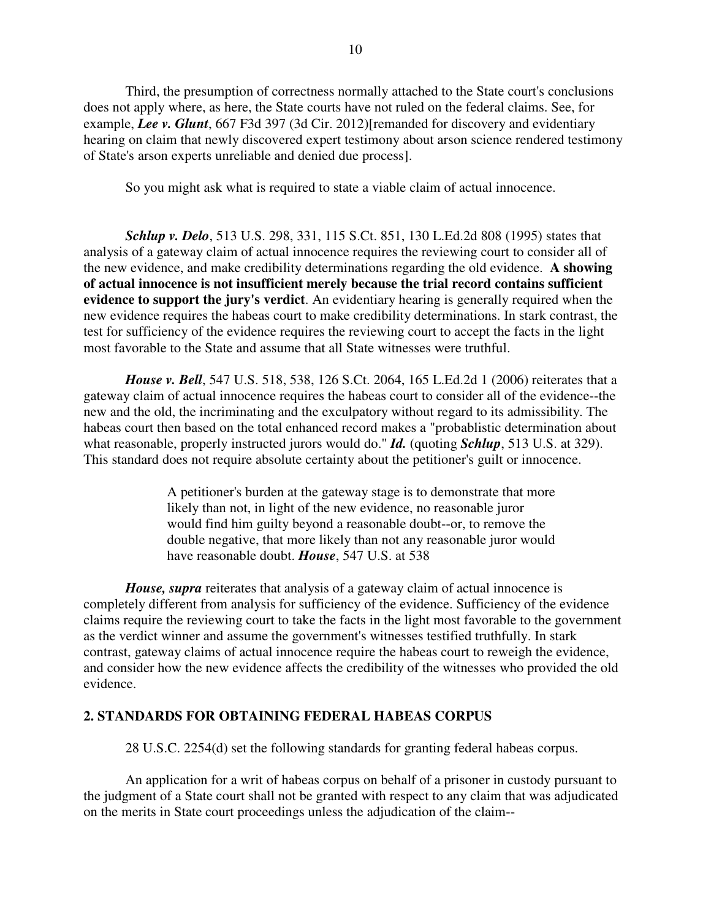Third, the presumption of correctness normally attached to the State court's conclusions does not apply where, as here, the State courts have not ruled on the federal claims. See, for example, ***Lee v. Glunt***, 667 F3d 397 (3d Cir. 2012)[remanded for discovery and evidentiary hearing on claim that newly discovered expert testimony about arson science rendered testimony of State's arson experts unreliable and denied due process].

So you might ask what is required to state a viable claim of actual innocence.

***Schlup v. Delo***, 513 U.S. 298, 331, 115 S.Ct. 851, 130 L.Ed.2d 808 (1995) states that analysis of a gateway claim of actual innocence requires the reviewing court to consider all of the new evidence, and make credibility determinations regarding the old evidence. **A showing of actual innocence is not insufficient merely because the trial record contains sufficient evidence to support the jury's verdict**. An evidentiary hearing is generally required when the new evidence requires the habeas court to make credibility determinations. In stark contrast, the test for sufficiency of the evidence requires the reviewing court to accept the facts in the light most favorable to the State and assume that all State witnesses were truthful.

***House v. Bell***, 547 U.S. 518, 538, 126 S.Ct. 2064, 165 L.Ed.2d 1 (2006) reiterates that a gateway claim of actual innocence requires the habeas court to consider all of the evidence--the new and the old, the incriminating and the exculpatory without regard to its admissibility. The habeas court then based on the total enhanced record makes a "probablistic determination about what reasonable, properly instructed jurors would do." ***Id.*** (quoting ***Schlup***, 513 U.S. at 329). This standard does not require absolute certainty about the petitioner's guilt or innocence.

> A petitioner's burden at the gateway stage is to demonstrate that more likely than not, in light of the new evidence, no reasonable juror would find him guilty beyond a reasonable doubt--or, to remove the double negative, that more likely than not any reasonable juror would have reasonable doubt. ***House***, 547 U.S. at 538

***House, supra*** reiterates that analysis of a gateway claim of actual innocence is completely different from analysis for sufficiency of the evidence. Sufficiency of the evidence claims require the reviewing court to take the facts in the light most favorable to the government as the verdict winner and assume the government's witnesses testified truthfully. In stark contrast, gateway claims of actual innocence require the habeas court to reweigh the evidence, and consider how the new evidence affects the credibility of the witnesses who provided the old evidence.

## 2. STANDARDS FOR OBTAINING FEDERAL HABEAS CORPUS

28 U.S.C. 2254(d) set the following standards for granting federal habeas corpus.

An application for a writ of habeas corpus on behalf of a prisoner in custody pursuant to the judgment of a State court shall not be granted with respect to any claim that was adjudicated on the merits in State court proceedings unless the adjudication of the claim--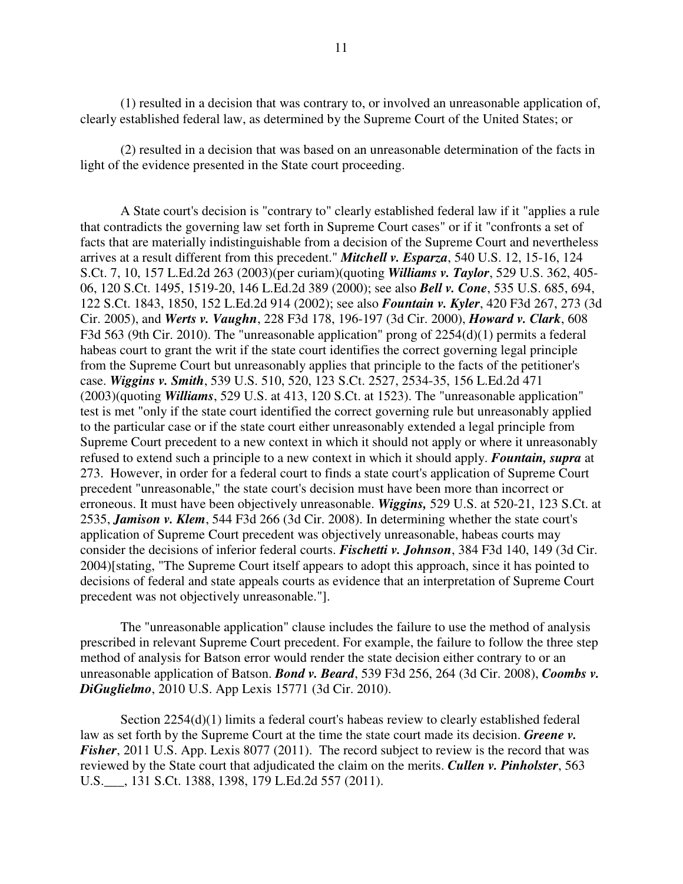(1) resulted in a decision that was contrary to, or involved an unreasonable application of, clearly established federal law, as determined by the Supreme Court of the United States; or

(2) resulted in a decision that was based on an unreasonable determination of the facts in light of the evidence presented in the State court proceeding.

A State court's decision is "contrary to" clearly established federal law if it "applies a rule that contradicts the governing law set forth in Supreme Court cases" or if it "confronts a set of facts that are materially indistinguishable from a decision of the Supreme Court and nevertheless arrives at a result different from this precedent." ***Mitchell v. Esparza***, 540 U.S. 12, 15-16, 124 S.Ct. 7, 10, 157 L.Ed.2d 263 (2003)(per curiam)(quoting ***Williams v. Taylor***, 529 U.S. 362, 405-06, 120 S.Ct. 1495, 1519-20, 146 L.Ed.2d 389 (2000); see also ***Bell v. Cone***, 535 U.S. 685, 694, 122 S.Ct. 1843, 1850, 152 L.Ed.2d 914 (2002); see also ***Fountain v. Kyler***, 420 F3d 267, 273 (3d Cir. 2005), and ***Werts v. Vaughn***, 228 F3d 178, 196-197 (3d Cir. 2000), ***Howard v. Clark***, 608 F3d 563 (9th Cir. 2010). The "unreasonable application" prong of 2254(d)(1) permits a federal habeas court to grant the writ if the state court identifies the correct governing legal principle from the Supreme Court but unreasonably applies that principle to the facts of the petitioner's case. ***Wiggins v. Smith***, 539 U.S. 510, 520, 123 S.Ct. 2527, 2534-35, 156 L.Ed.2d 471 (2003)(quoting ***Williams***, 529 U.S. at 413, 120 S.Ct. at 1523). The "unreasonable application" test is met "only if the state court identified the correct governing rule but unreasonably applied to the particular case or if the state court either unreasonably extended a legal principle from Supreme Court precedent to a new context in which it should not apply or where it unreasonably refused to extend such a principle to a new context in which it should apply. ***Fountain, supra*** at 273. However, in order for a federal court to finds a state court's application of Supreme Court precedent "unreasonable," the state court's decision must have been more than incorrect or erroneous. It must have been objectively unreasonable. ***Wiggins,*** 529 U.S. at 520-21, 123 S.Ct. at 2535, ***Jamison v. Klem***, 544 F3d 266 (3d Cir. 2008). In determining whether the state court's application of Supreme Court precedent was objectively unreasonable, habeas courts may consider the decisions of inferior federal courts. ***Fischetti v. Johnson***, 384 F3d 140, 149 (3d Cir. 2004)[stating, "The Supreme Court itself appears to adopt this approach, since it has pointed to decisions of federal and state appeals courts as evidence that an interpretation of Supreme Court precedent was not objectively unreasonable."].

The "unreasonable application" clause includes the failure to use the method of analysis prescribed in relevant Supreme Court precedent. For example, the failure to follow the three step method of analysis for Batson error would render the state decision either contrary to or an unreasonable application of Batson. ***Bond v. Beard***, 539 F3d 256, 264 (3d Cir. 2008), ***Coombs v. DiGuglielmo***, 2010 U.S. App Lexis 15771 (3d Cir. 2010).

Section 2254(d)(1) limits a federal court's habeas review to clearly established federal law as set forth by the Supreme Court at the time the state court made its decision. ***Greene v. Fisher***, 2011 U.S. App. Lexis 8077 (2011). The record subject to review is the record that was reviewed by the State court that adjudicated the claim on the merits. ***Cullen v. Pinholster***, 563 U.S.___, 131 S.Ct. 1388, 1398, 179 L.Ed.2d 557 (2011).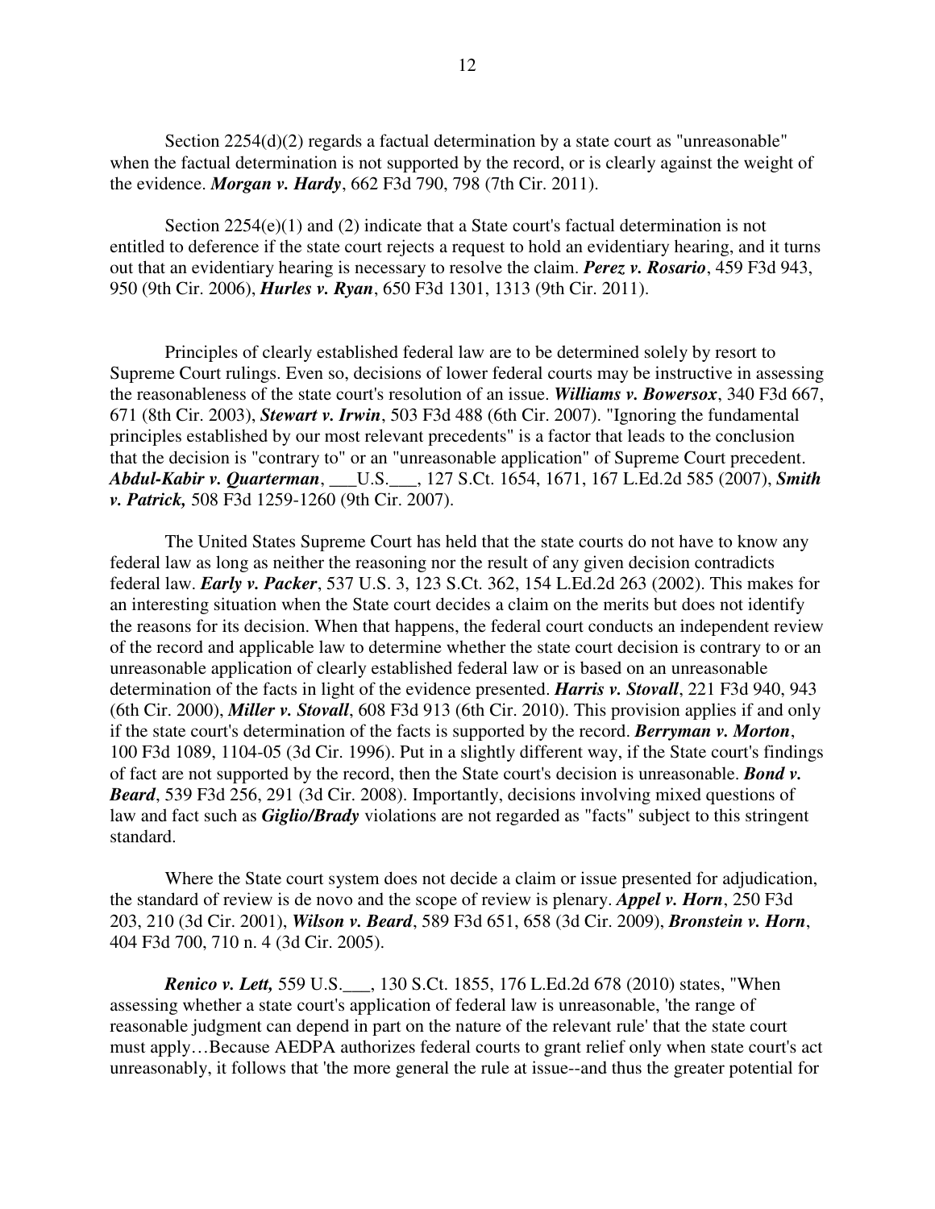Section 2254(d)(2) regards a factual determination by a state court as "unreasonable" when the factual determination is not supported by the record, or is clearly against the weight of the evidence. ***Morgan v. Hardy***, 662 F3d 790, 798 (7th Cir. 2011).

Section 2254(e)(1) and (2) indicate that a State court's factual determination is not entitled to deference if the state court rejects a request to hold an evidentiary hearing, and it turns out that an evidentiary hearing is necessary to resolve the claim. ***Perez v. Rosario***, 459 F3d 943, 950 (9th Cir. 2006), ***Hurles v. Ryan***, 650 F3d 1301, 1313 (9th Cir. 2011).

Principles of clearly established federal law are to be determined solely by resort to Supreme Court rulings. Even so, decisions of lower federal courts may be instructive in assessing the reasonableness of the state court's resolution of an issue. ***Williams v. Bowersox***, 340 F3d 667, 671 (8th Cir. 2003), ***Stewart v. Irwin***, 503 F3d 488 (6th Cir. 2007). "Ignoring the fundamental principles established by our most relevant precedents" is a factor that leads to the conclusion that the decision is "contrary to" or an "unreasonable application" of Supreme Court precedent. ***Abdul-Kabir v. Quarterman***, ___U.S.___, 127 S.Ct. 1654, 1671, 167 L.Ed.2d 585 (2007), ***Smith v. Patrick,*** 508 F3d 1259-1260 (9th Cir. 2007).

The United States Supreme Court has held that the state courts do not have to know any federal law as long as neither the reasoning nor the result of any given decision contradicts federal law. ***Early v. Packer***, 537 U.S. 3, 123 S.Ct. 362, 154 L.Ed.2d 263 (2002). This makes for an interesting situation when the State court decides a claim on the merits but does not identify the reasons for its decision. When that happens, the federal court conducts an independent review of the record and applicable law to determine whether the state court decision is contrary to or an unreasonable application of clearly established federal law or is based on an unreasonable determination of the facts in light of the evidence presented. ***Harris v. Stovall***, 221 F3d 940, 943 (6th Cir. 2000), ***Miller v. Stovall***, 608 F3d 913 (6th Cir. 2010). This provision applies if and only if the state court's determination of the facts is supported by the record. ***Berryman v. Morton***, 100 F3d 1089, 1104-05 (3d Cir. 1996). Put in a slightly different way, if the State court's findings of fact are not supported by the record, then the State court's decision is unreasonable. ***Bond v. Beard***, 539 F3d 256, 291 (3d Cir. 2008). Importantly, decisions involving mixed questions of law and fact such as ***Giglio/Brady*** violations are not regarded as "facts" subject to this stringent standard.

Where the State court system does not decide a claim or issue presented for adjudication, the standard of review is de novo and the scope of review is plenary. ***Appel v. Horn***, 250 F3d 203, 210 (3d Cir. 2001), ***Wilson v. Beard***, 589 F3d 651, 658 (3d Cir. 2009), ***Bronstein v. Horn***, 404 F3d 700, 710 n. 4 (3d Cir. 2005).

***Renico v. Lett,*** 559 U.S.___, 130 S.Ct. 1855, 176 L.Ed.2d 678 (2010) states, "When assessing whether a state court's application of federal law is unreasonable, 'the range of reasonable judgment can depend in part on the nature of the relevant rule' that the state court must apply…Because AEDPA authorizes federal courts to grant relief only when state court's act unreasonably, it follows that 'the more general the rule at issue--and thus the greater potential for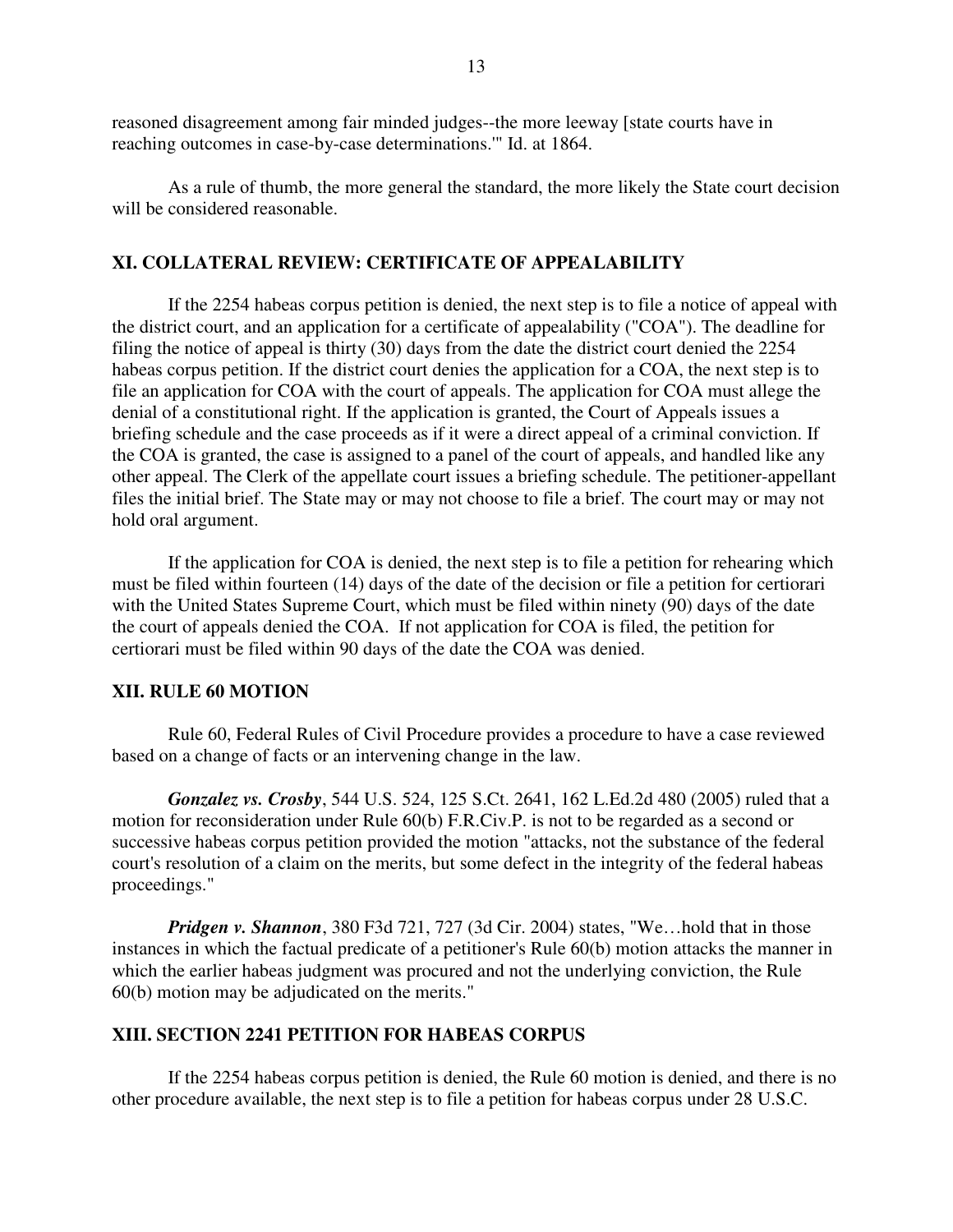reasoned disagreement among fair minded judges--the more leeway [state courts have in reaching outcomes in case-by-case determinations.'" Id. at 1864.

As a rule of thumb, the more general the standard, the more likely the State court decision will be considered reasonable.

## XI. COLLATERAL REVIEW: CERTIFICATE OF APPEALABILITY

If the 2254 habeas corpus petition is denied, the next step is to file a notice of appeal with the district court, and an application for a certificate of appealability ("COA"). The deadline for filing the notice of appeal is thirty (30) days from the date the district court denied the 2254 habeas corpus petition. If the district court denies the application for a COA, the next step is to file an application for COA with the court of appeals. The application for COA must allege the denial of a constitutional right. If the application is granted, the Court of Appeals issues a briefing schedule and the case proceeds as if it were a direct appeal of a criminal conviction. If the COA is granted, the case is assigned to a panel of the court of appeals, and handled like any other appeal. The Clerk of the appellate court issues a briefing schedule. The petitioner-appellant files the initial brief. The State may or may not choose to file a brief. The court may or may not hold oral argument.

If the application for COA is denied, the next step is to file a petition for rehearing which must be filed within fourteen (14) days of the date of the decision or file a petition for certiorari with the United States Supreme Court, which must be filed within ninety (90) days of the date the court of appeals denied the COA. If not application for COA is filed, the petition for certiorari must be filed within 90 days of the date the COA was denied.

## XII. RULE 60 MOTION

Rule 60, Federal Rules of Civil Procedure provides a procedure to have a case reviewed based on a change of facts or an intervening change in the law.

***Gonzalez vs. Crosby***, 544 U.S. 524, 125 S.Ct. 2641, 162 L.Ed.2d 480 (2005) ruled that a motion for reconsideration under Rule 60(b) F.R.Civ.P. is not to be regarded as a second or successive habeas corpus petition provided the motion "attacks, not the substance of the federal court's resolution of a claim on the merits, but some defect in the integrity of the federal habeas proceedings."

***Pridgen v. Shannon***, 380 F3d 721, 727 (3d Cir. 2004) states, "We…hold that in those instances in which the factual predicate of a petitioner's Rule 60(b) motion attacks the manner in which the earlier habeas judgment was procured and not the underlying conviction, the Rule 60(b) motion may be adjudicated on the merits."

## XIII. SECTION 2241 PETITION FOR HABEAS CORPUS

If the 2254 habeas corpus petition is denied, the Rule 60 motion is denied, and there is no other procedure available, the next step is to file a petition for habeas corpus under 28 U.S.C.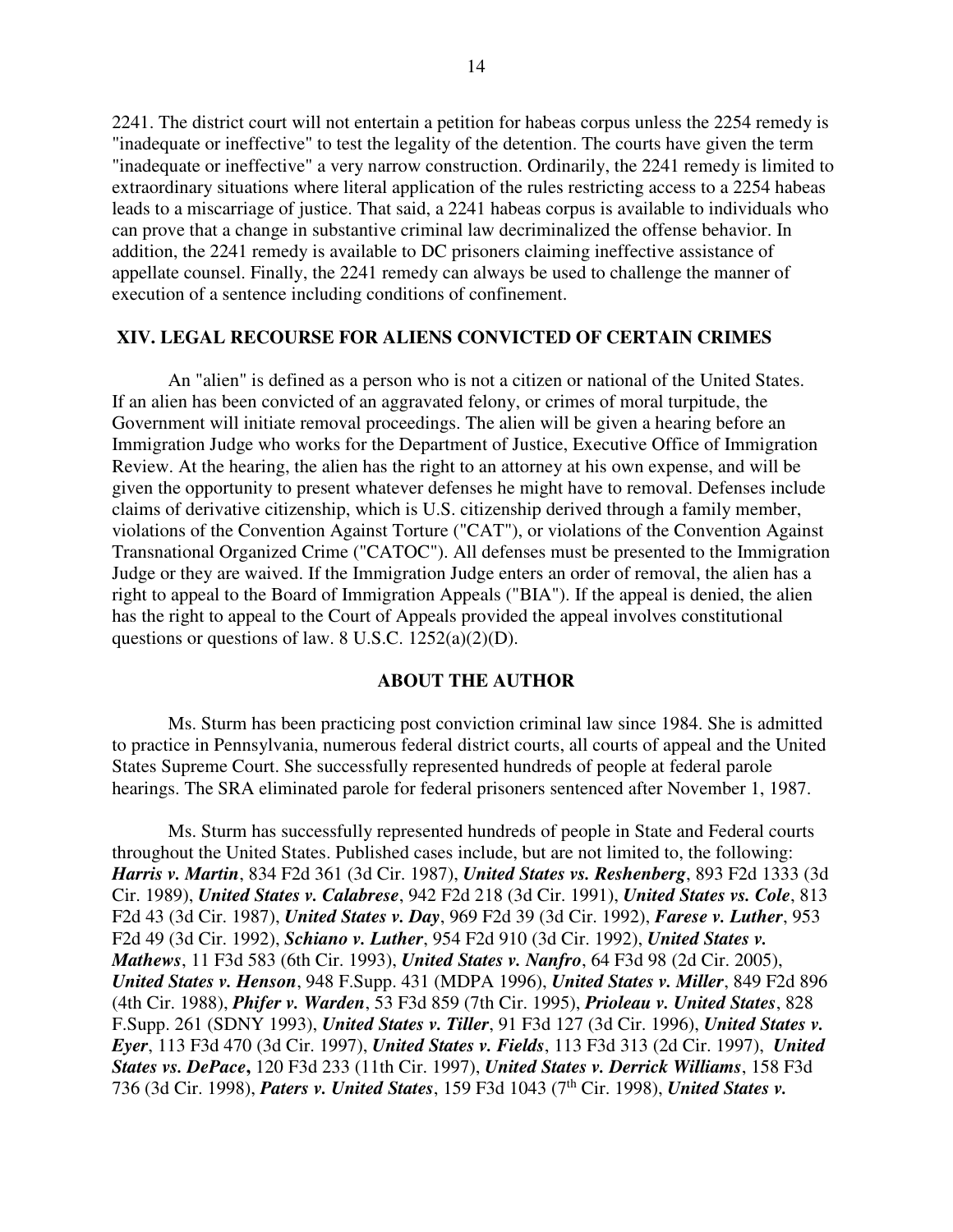2241. The district court will not entertain a petition for habeas corpus unless the 2254 remedy is "inadequate or ineffective" to test the legality of the detention. The courts have given the term "inadequate or ineffective" a very narrow construction. Ordinarily, the 2241 remedy is limited to extraordinary situations where literal application of the rules restricting access to a 2254 habeas leads to a miscarriage of justice. That said, a 2241 habeas corpus is available to individuals who can prove that a change in substantive criminal law decriminalized the offense behavior. In addition, the 2241 remedy is available to DC prisoners claiming ineffective assistance of appellate counsel. Finally, the 2241 remedy can always be used to challenge the manner of execution of a sentence including conditions of confinement.

## XIV. LEGAL RECOURSE FOR ALIENS CONVICTED OF CERTAIN CRIMES

An "alien" is defined as a person who is not a citizen or national of the United States. If an alien has been convicted of an aggravated felony, or crimes of moral turpitude, the Government will initiate removal proceedings. The alien will be given a hearing before an Immigration Judge who works for the Department of Justice, Executive Office of Immigration Review. At the hearing, the alien has the right to an attorney at his own expense, and will be given the opportunity to present whatever defenses he might have to removal. Defenses include claims of derivative citizenship, which is U.S. citizenship derived through a family member, violations of the Convention Against Torture ("CAT"), or violations of the Convention Against Transnational Organized Crime ("CATOC"). All defenses must be presented to the Immigration Judge or they are waived. If the Immigration Judge enters an order of removal, the alien has a right to appeal to the Board of Immigration Appeals ("BIA"). If the appeal is denied, the alien has the right to appeal to the Court of Appeals provided the appeal involves constitutional questions or questions of law. 8 U.S.C. 1252(a)(2)(D).

## ABOUT THE AUTHOR

Ms. Sturm has been practicing post conviction criminal law since 1984. She is admitted to practice in Pennsylvania, numerous federal district courts, all courts of appeal and the United States Supreme Court. She successfully represented hundreds of people at federal parole hearings. The SRA eliminated parole for federal prisoners sentenced after November 1, 1987.

Ms. Sturm has successfully represented hundreds of people in State and Federal courts throughout the United States. Published cases include, but are not limited to, the following: ***Harris v. Martin***, 834 F2d 361 (3d Cir. 1987), ***United States vs. Reshenberg***, 893 F2d 1333 (3d Cir. 1989), ***United States v. Calabrese***, 942 F2d 218 (3d Cir. 1991), ***United States vs. Cole***, 813 F2d 43 (3d Cir. 1987), ***United States v. Day***, 969 F2d 39 (3d Cir. 1992), ***Farese v. Luther***, 953 F2d 49 (3d Cir. 1992), ***Schiano v. Luther***, 954 F2d 910 (3d Cir. 1992), ***United States v. Mathews***, 11 F3d 583 (6th Cir. 1993), ***United States v. Nanfro***, 64 F3d 98 (2d Cir. 2005), ***United States v. Henson***, 948 F.Supp. 431 (MDPA 1996), ***United States v. Miller***, 849 F2d 896 (4th Cir. 1988), ***Phifer v. Warden***, 53 F3d 859 (7th Cir. 1995), ***Prioleau v. United States***, 828 F.Supp. 261 (SDNY 1993), ***United States v. Tiller***, 91 F3d 127 (3d Cir. 1996), ***United States v. Eyer***, 113 F3d 470 (3d Cir. 1997), ***United States v. Fields***, 113 F3d 313 (2d Cir. 1997), ***United States vs. DePace*****,** 120 F3d 233 (11th Cir. 1997), ***United States v. Derrick Williams***, 158 F3d 736 (3d Cir. 1998), ***Paters v. United States***, 159 F3d 1043 (7th Cir. 1998), ***United States v.***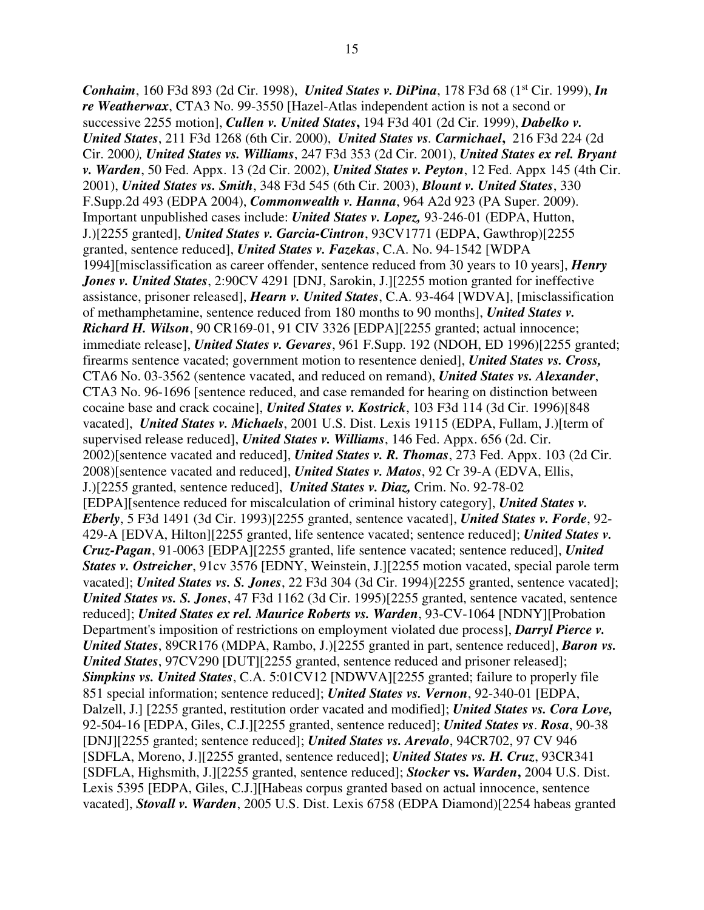***Conhaim***, 160 F3d 893 (2d Cir. 1998), ***United States v. DiPina***, 178 F3d 68 (1st Cir. 1999), ***In re Weatherwax***, CTA3 No. 99-3550 [Hazel-Atlas independent action is not a second or successive 2255 motion], ***Cullen v. United States*****,** 194 F3d 401 (2d Cir. 1999), ***Dabelko v. United States***, 211 F3d 1268 (6th Cir. 2000), ***United States vs. Carmichael*****,** 216 F3d 224 (2d Cir. 2000*), **United States vs. Williams***, 247 F3d 353 (2d Cir. 2001), ***United States ex rel. Bryant v. Warden***, 50 Fed. Appx. 13 (2d Cir. 2002), ***United States v. Peyton***, 12 Fed. Appx 145 (4th Cir. 2001), ***United States vs. Smith***, 348 F3d 545 (6th Cir. 2003), ***Blount v. United States***, 330 F.Supp.2d 493 (EDPA 2004), ***Commonwealth v. Hanna***, 964 A2d 923 (PA Super. 2009). Important unpublished cases include: ***United States v. Lopez,*** 93-246-01 (EDPA, Hutton, J.)[2255 granted], ***United States v. Garcia-Cintron***, 93CV1771 (EDPA, Gawthrop)[2255 granted, sentence reduced], ***United States v. Fazekas***, C.A. No. 94-1542 [WDPA 1994][misclassification as career offender, sentence reduced from 30 years to 10 years], ***Henry Jones v. United States***, 2:90CV 4291 [DNJ, Sarokin, J.][2255 motion granted for ineffective assistance, prisoner released], ***Hearn v. United States***, C.A. 93-464 [WDVA], [misclassification of methamphetamine, sentence reduced from 180 months to 90 months], ***United States v. Richard H. Wilson***, 90 CR169-01, 91 CIV 3326 [EDPA][2255 granted; actual innocence; immediate release], ***United States v. Gevares***, 961 F.Supp. 192 (NDOH, ED 1996)[2255 granted; firearms sentence vacated; government motion to resentence denied], ***United States vs. Cross,*** CTA6 No. 03-3562 (sentence vacated, and reduced on remand), ***United States vs. Alexander***, CTA3 No. 96-1696 [sentence reduced, and case remanded for hearing on distinction between cocaine base and crack cocaine], ***United States v. Kostrick***, 103 F3d 114 (3d Cir. 1996)[848 vacated], ***United States v. Michaels***, 2001 U.S. Dist. Lexis 19115 (EDPA, Fullam, J.)[term of supervised release reduced], ***United States v. Williams***, 146 Fed. Appx. 656 (2d. Cir. 2002)[sentence vacated and reduced], ***United States v. R. Thomas***, 273 Fed. Appx. 103 (2d Cir. 2008)[sentence vacated and reduced], ***United States v. Matos***, 92 Cr 39-A (EDVA, Ellis, J.)[2255 granted, sentence reduced], ***United States v. Diaz,*** Crim. No. 92-78-02 [EDPA][sentence reduced for miscalculation of criminal history category], ***United States v. Eberly***, 5 F3d 1491 (3d Cir. 1993)[2255 granted, sentence vacated], ***United States v. Forde***, 92-429-A [EDVA, Hilton][2255 granted, life sentence vacated; sentence reduced]; ***United States v. Cruz-Pagan***, 91-0063 [EDPA][2255 granted, life sentence vacated; sentence reduced], ***United States v. Ostreicher***, 91cv 3576 [EDNY, Weinstein, J.][2255 motion vacated, special parole term vacated]; ***United States vs. S. Jones***, 22 F3d 304 (3d Cir. 1994)[2255 granted, sentence vacated]; ***United States vs. S. Jones***, 47 F3d 1162 (3d Cir. 1995)[2255 granted, sentence vacated, sentence reduced]; ***United States ex rel. Maurice Roberts vs. Warden***, 93-CV-1064 [NDNY][Probation Department's imposition of restrictions on employment violated due process], ***Darryl Pierce v. United States***, 89CR176 (MDPA, Rambo, J.)[2255 granted in part, sentence reduced], ***Baron vs. United States***, 97CV290 [DUT][2255 granted, sentence reduced and prisoner released]; ***Simpkins vs. United States***, C.A. 5:01CV12 [NDWVA][2255 granted; failure to properly file 851 special information; sentence reduced]; ***United States vs. Vernon***, 92-340-01 [EDPA, Dalzell, J.] [2255 granted, restitution order vacated and modified]; ***United States vs. Cora Love,*** 92-504-16 [EDPA, Giles, C.J.][2255 granted, sentence reduced]; ***United States vs. Rosa***, 90-38 [DNJ][2255 granted; sentence reduced]; ***United States vs. Arevalo***, 94CR702, 97 CV 946 [SDFLA, Moreno, J.][2255 granted, sentence reduced]; ***United States vs. H. Cruz***, 93CR341 [SDFLA, Highsmith, J.][2255 granted, sentence reduced]; ***Stocker vs. Warden*****,** 2004 U.S. Dist. Lexis 5395 [EDPA, Giles, C.J.][Habeas corpus granted based on actual innocence, sentence vacated], ***Stovall v. Warden***, 2005 U.S. Dist. Lexis 6758 (EDPA Diamond)[2254 habeas granted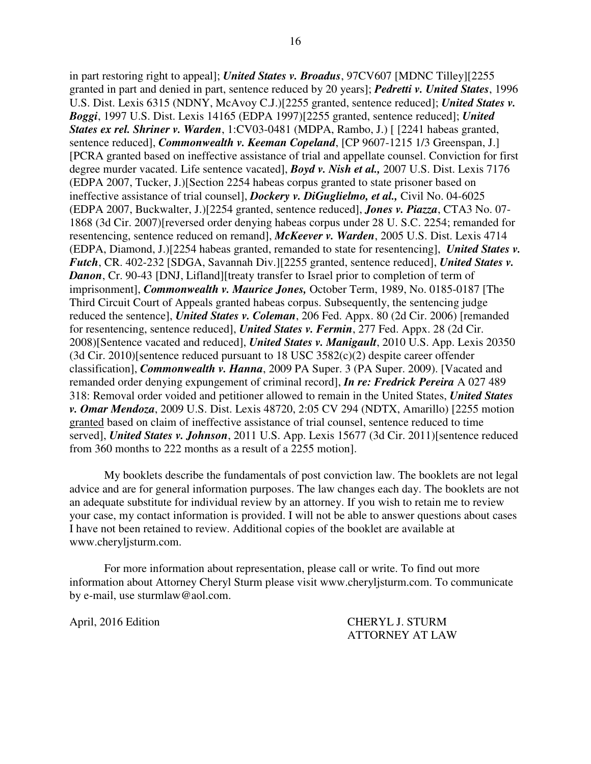in part restoring right to appeal]; ***United States v. Broadus***, 97CV607 [MDNC Tilley][2255 granted in part and denied in part, sentence reduced by 20 years]; ***Pedretti v. United States***, 1996 U.S. Dist. Lexis 6315 (NDNY, McAvoy C.J.)[2255 granted, sentence reduced]; ***United States v. Boggi***, 1997 U.S. Dist. Lexis 14165 (EDPA 1997)[2255 granted, sentence reduced]; ***United States ex rel. Shriner v. Warden***, 1:CV03-0481 (MDPA, Rambo, J.) [ [2241 habeas granted, sentence reduced], ***Commonwealth v. Keeman Copeland***, [CP 9607-1215 1/3 Greenspan, J.] [PCRA granted based on ineffective assistance of trial and appellate counsel. Conviction for first degree murder vacated. Life sentence vacated], ***Boyd v. Nish et al.,*** 2007 U.S. Dist. Lexis 7176 (EDPA 2007, Tucker, J.)[Section 2254 habeas corpus granted to state prisoner based on ineffective assistance of trial counsel], ***Dockery v. DiGuglielmo, et al.,*** Civil No. 04-6025 (EDPA 2007, Buckwalter, J.)[2254 granted, sentence reduced], ***Jones v. Piazza***, CTA3 No. 07-1868 (3d Cir. 2007)[reversed order denying habeas corpus under 28 U. S.C. 2254; remanded for resentencing, sentence reduced on remand], ***McKeever v. Warden***, 2005 U.S. Dist. Lexis 4714 (EDPA, Diamond, J.)[2254 habeas granted, remanded to state for resentencing], ***United States v. Futch***, CR. 402-232 [SDGA, Savannah Div.][2255 granted, sentence reduced], ***United States v. Danon***, Cr. 90-43 [DNJ, Lifland][treaty transfer to Israel prior to completion of term of imprisonment], ***Commonwealth v. Maurice Jones,*** October Term, 1989, No. 0185-0187 [The Third Circuit Court of Appeals granted habeas corpus. Subsequently, the sentencing judge reduced the sentence], ***United States v. Coleman***, 206 Fed. Appx. 80 (2d Cir. 2006) [remanded for resentencing, sentence reduced], ***United States v. Fermin***, 277 Fed. Appx. 28 (2d Cir. 2008)[Sentence vacated and reduced], ***United States v. Manigault***, 2010 U.S. App. Lexis 20350 (3d Cir. 2010)[sentence reduced pursuant to 18 USC 3582(c)(2) despite career offender classification], ***Commonwealth v. Hanna***, 2009 PA Super. 3 (PA Super. 2009). [Vacated and remanded order denying expungement of criminal record], ***In re: Fredrick Pereira*** A 027 489 318: Removal order voided and petitioner allowed to remain in the United States, ***United States v. Omar Mendoza***, 2009 U.S. Dist. Lexis 48720, 2:05 CV 294 (NDTX, Amarillo) [2255 motion granted based on claim of ineffective assistance of trial counsel, sentence reduced to time served], ***United States v. Johnson***, 2011 U.S. App. Lexis 15677 (3d Cir. 2011)[sentence reduced from 360 months to 222 months as a result of a 2255 motion].

My booklets describe the fundamentals of post conviction law. The booklets are not legal advice and are for general information purposes. The law changes each day. The booklets are not an adequate substitute for individual review by an attorney. If you wish to retain me to review your case, my contact information is provided. I will not be able to answer questions about cases I have not been retained to review. Additional copies of the booklet are available at www.cheryljsturm.com.

For more information about representation, please call or write. To find out more information about Attorney Cheryl Sturm please visit www.cheryljsturm.com. To communicate by e-mail, use sturmlaw@aol.com.

April, 2016 Edition

CHERYL J. STURM
ATTORNEY AT LAW